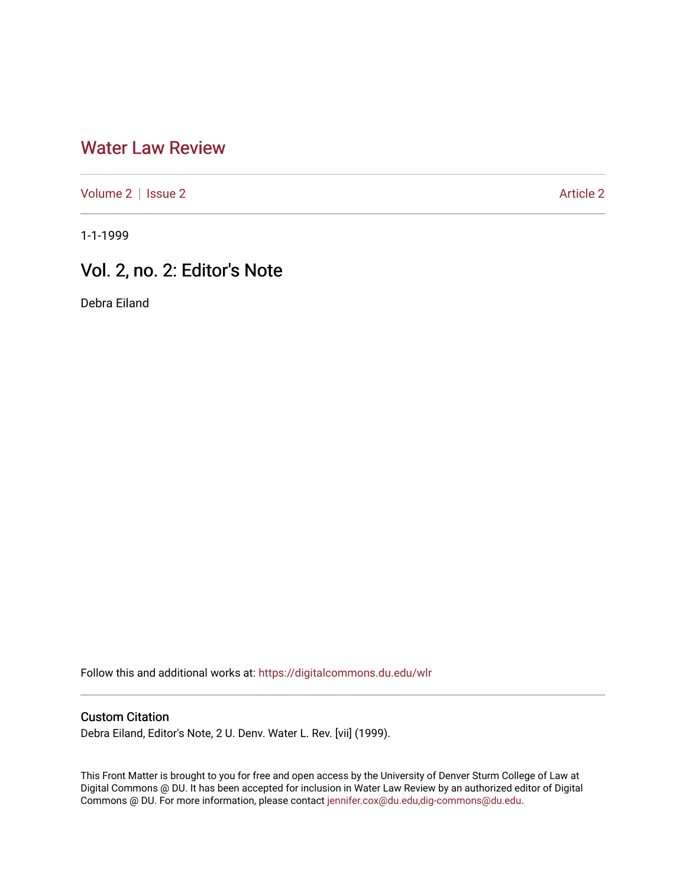# Water Law Review

Volume 2 | Issue 2 Article 2

1-1-1999

## Vol. 2, no. 2: Editor's Note

Debra Eiland

Follow this and additional works at: https://digitalcommons.du.edu/wlr

### Custom Citation

Debra Eiland, Editor's Note, 2 U. Denv. Water L. Rev. [vii] (1999).

This Front Matter is brought to you for free and open access by the University of Denver Sturm College of Law at Digital Commons @ DU. It has been accepted for inclusion in Water Law Review by an authorized editor of Digital Commons @ DU. For more information, please contact jennifer.cox@du.edu,dig-commons@du.edu.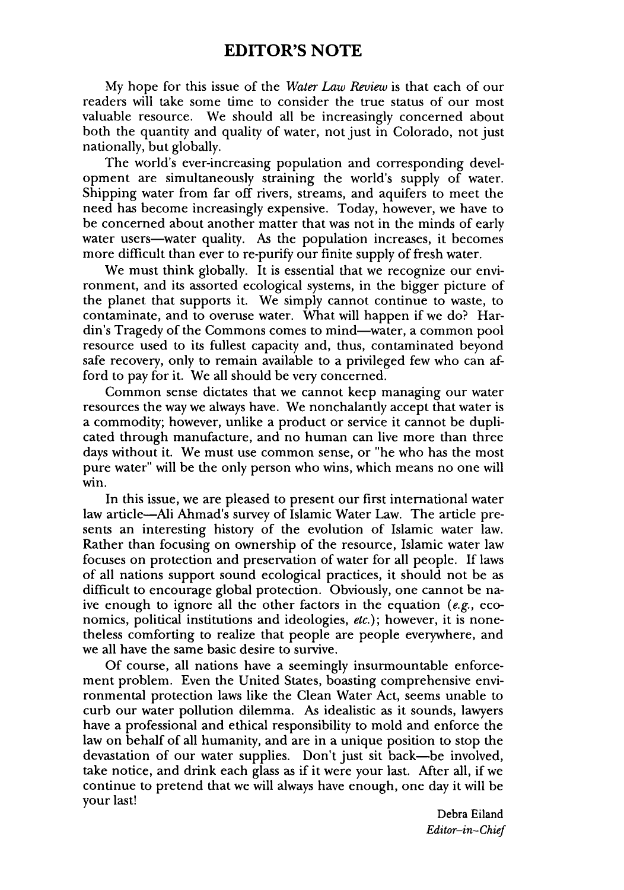# EDITOR'S NOTE

My hope for this issue of the *Water Law Review* is that each of our readers will take some time to consider the true status of our most valuable resource. We should all be increasingly concerned about both the quantity and quality of water, not just in Colorado, not just nationally, but globally.

The world's ever-increasing population and corresponding development are simultaneously straining the world's supply of water. Shipping water from far off rivers, streams, and aquifers to meet the need has become increasingly expensive. Today, however, we have to be concerned about another matter that was not in the minds of early water users—water quality. As the population increases, it becomes more difficult than ever to re-purify our finite supply of fresh water.

We must think globally. It is essential that we recognize our environment, and its assorted ecological systems, in the bigger picture of the planet that supports it. We simply cannot continue to waste, to contaminate, and to overuse water. What will happen if we do? Hardin's Tragedy of the Commons comes to mind—water, a common pool resource used to its fullest capacity and, thus, contaminated beyond safe recovery, only to remain available to a privileged few who can afford to pay for it. We all should be very concerned.

Common sense dictates that we cannot keep managing our water resources the way we always have. We nonchalantly accept that water is a commodity; however, unlike a product or service it cannot be duplicated through manufacture, and no human can live more than three days without it. We must use common sense, or "he who has the most pure water" will be the only person who wins, which means no one will win.

In this issue, we are pleased to present our first international water law article—Ali Ahmad's survey of Islamic Water Law. The article presents an interesting history of the evolution of Islamic water law. Rather than focusing on ownership of the resource, Islamic water law focuses on protection and preservation of water for all people. If laws of all nations support sound ecological practices, it should not be as difficult to encourage global protection. Obviously, one cannot be naive enough to ignore all the other factors in the equation (*e.g.*, economics, political institutions and ideologies, *etc.*); however, it is nonetheless comforting to realize that people are people everywhere, and we all have the same basic desire to survive.

Of course, all nations have a seemingly insurmountable enforcement problem. Even the United States, boasting comprehensive environmental protection laws like the Clean Water Act, seems unable to curb our water pollution dilemma. As idealistic as it sounds, lawyers have a professional and ethical responsibility to mold and enforce the law on behalf of all humanity, and are in a unique position to stop the devastation of our water supplies. Don't just sit back—be involved, take notice, and drink each glass as if it were your last. After all, if we continue to pretend that we will always have enough, one day it will be your last!

Debra Eiland
*Editor-in-Chief*